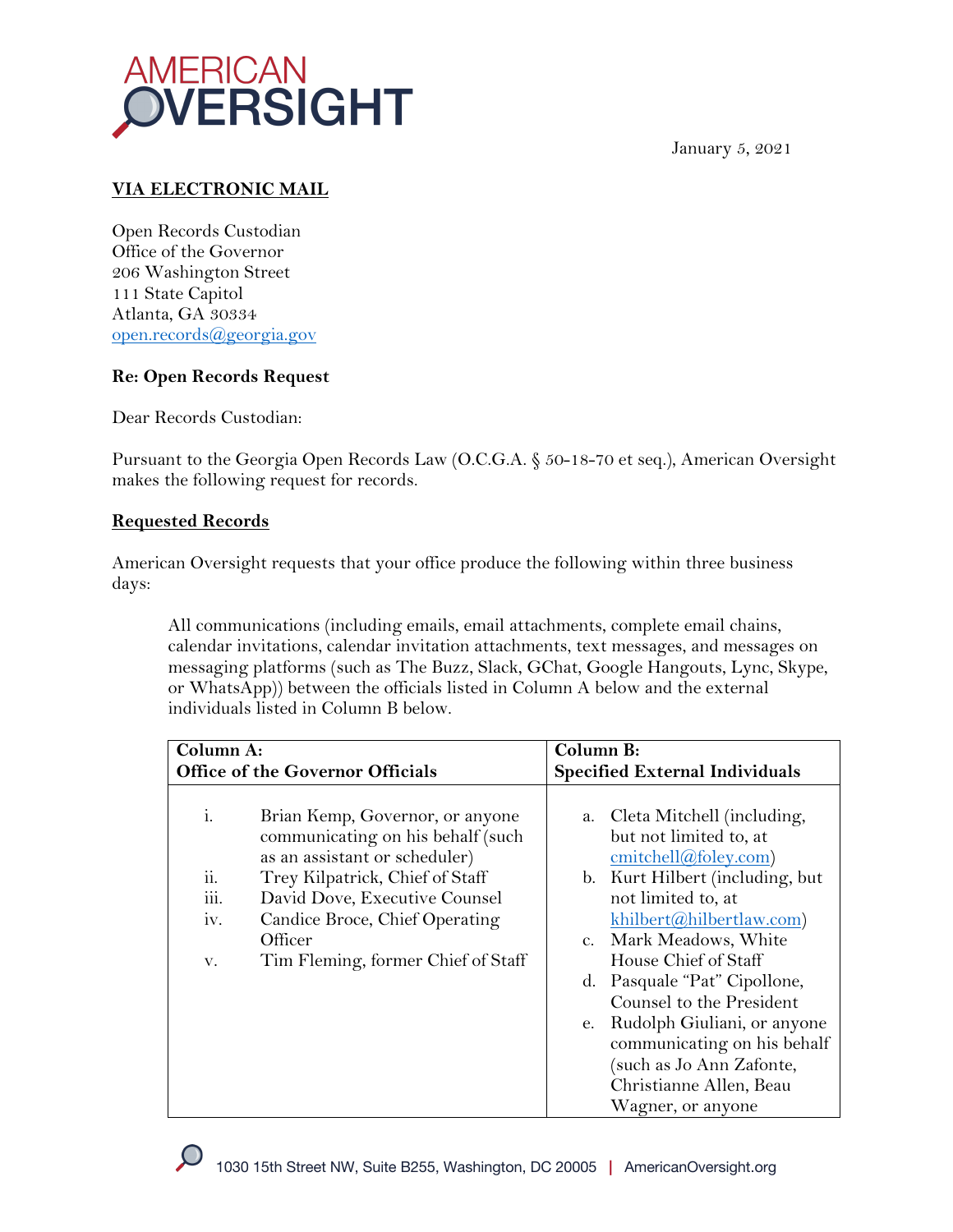AMERICAN OVERSIGHT

January 5, 2021

**VIA ELECTRONIC MAIL**

Open Records Custodian
Office of the Governor
206 Washington Street
111 State Capitol
Atlanta, GA 30334
open.records@georgia.gov

**Re: Open Records Request**

Dear Records Custodian:

Pursuant to the Georgia Open Records Law (O.C.G.A. § 50-18-70 et seq.), American Oversight makes the following request for records.

**Requested Records**

American Oversight requests that your office produce the following within three business days:

> All communications (including emails, email attachments, complete email chains, calendar invitations, calendar invitation attachments, text messages, and messages on messaging platforms (such as The Buzz, Slack, GChat, Google Hangouts, Lync, Skype, or WhatsApp)) between the officials listed in Column A below and the external individuals listed in Column B below.

| Column A: Office of the Governor Officials | Column B: Specified External Individuals |
| --- | --- |
| i. Brian Kemp, Governor, or anyone communicating on his behalf (such as an assistant or scheduler)<br>ii. Trey Kilpatrick, Chief of Staff<br>iii. David Dove, Executive Counsel<br>iv. Candice Broce, Chief Operating Officer<br>v. Tim Fleming, former Chief of Staff | a. Cleta Mitchell (including, but not limited to, at cmitchell@foley.com)<br>b. Kurt Hilbert (including, but not limited to, at khilbert@hilbertlaw.com)<br>c. Mark Meadows, White House Chief of Staff<br>d. Pasquale "Pat" Cipollone, Counsel to the President<br>e. Rudolph Giuliani, or anyone communicating on his behalf (such as Jo Ann Zafonte, Christianne Allen, Beau Wagner, or anyone |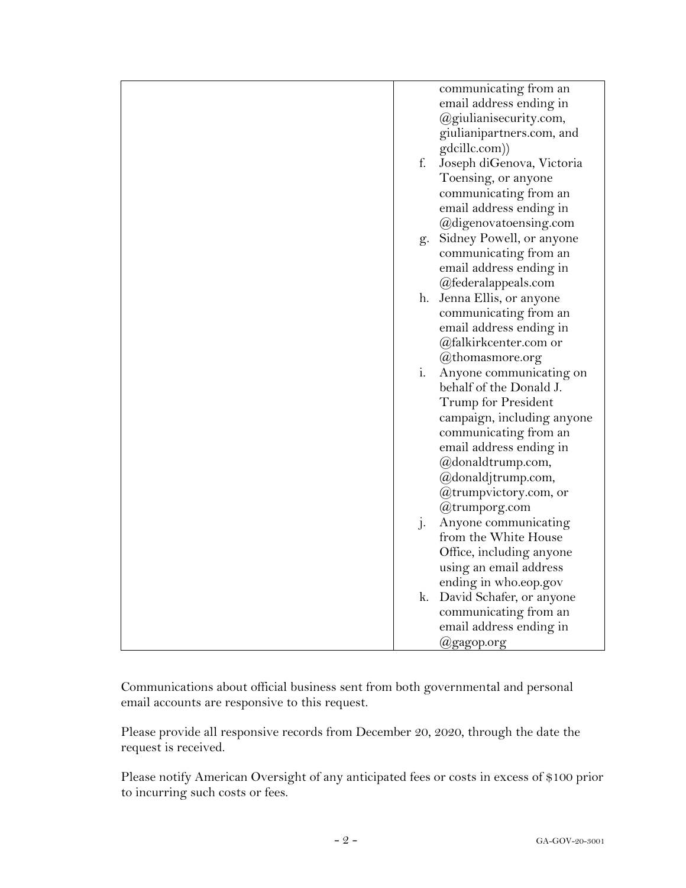| | |
|---|---|
| | communicating from an email address ending in @giulianisecurity.com, giulianipartners.com, and gdcillc.com))<br>f. Joseph diGenova, Victoria Toensing, or anyone communicating from an email address ending in @digenovatoensing.com<br>g. Sidney Powell, or anyone communicating from an email address ending in @federalappeals.com<br>h. Jenna Ellis, or anyone communicating from an email address ending in @falkirkcenter.com or @thomasmore.org<br>i. Anyone communicating on behalf of the Donald J. Trump for President campaign, including anyone communicating from an email address ending in @donaldtrump.com, @donaldjtrump.com, @trumpvictory.com, or @trumporg.com<br>j. Anyone communicating from the White House Office, including anyone using an email address ending in who.eop.gov<br>k. David Schafer, or anyone communicating from an email address ending in @gagop.org |

Communications about official business sent from both governmental and personal email accounts are responsive to this request.

Please provide all responsive records from December 20, 2020, through the date the request is received.

Please notify American Oversight of any anticipated fees or costs in excess of $100 prior to incurring such costs or fees.

GA-GOV-20-3001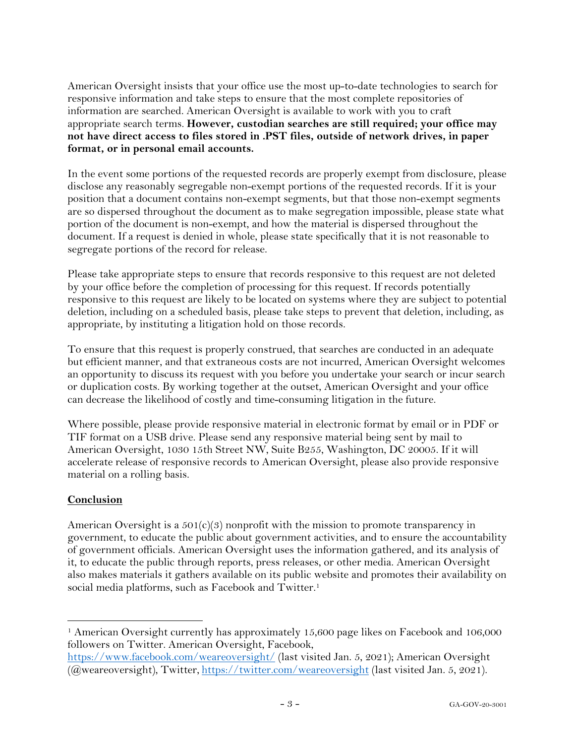American Oversight insists that your office use the most up-to-date technologies to search for responsive information and take steps to ensure that the most complete repositories of information are searched. American Oversight is available to work with you to craft appropriate search terms. **However, custodian searches are still required; your office may not have direct access to files stored in .PST files, outside of network drives, in paper format, or in personal email accounts.**

In the event some portions of the requested records are properly exempt from disclosure, please disclose any reasonably segregable non-exempt portions of the requested records. If it is your position that a document contains non-exempt segments, but that those non-exempt segments are so dispersed throughout the document as to make segregation impossible, please state what portion of the document is non-exempt, and how the material is dispersed throughout the document. If a request is denied in whole, please state specifically that it is not reasonable to segregate portions of the record for release.

Please take appropriate steps to ensure that records responsive to this request are not deleted by your office before the completion of processing for this request. If records potentially responsive to this request are likely to be located on systems where they are subject to potential deletion, including on a scheduled basis, please take steps to prevent that deletion, including, as appropriate, by instituting a litigation hold on those records.

To ensure that this request is properly construed, that searches are conducted in an adequate but efficient manner, and that extraneous costs are not incurred, American Oversight welcomes an opportunity to discuss its request with you before you undertake your search or incur search or duplication costs. By working together at the outset, American Oversight and your office can decrease the likelihood of costly and time-consuming litigation in the future.

Where possible, please provide responsive material in electronic format by email or in PDF or TIF format on a USB drive. Please send any responsive material being sent by mail to American Oversight, 1030 15th Street NW, Suite B255, Washington, DC 20005. If it will accelerate release of responsive records to American Oversight, please also provide responsive material on a rolling basis.

## Conclusion

American Oversight is a 501(c)(3) nonprofit with the mission to promote transparency in government, to educate the public about government activities, and to ensure the accountability of government officials. American Oversight uses the information gathered, and its analysis of it, to educate the public through reports, press releases, or other media. American Oversight also makes materials it gathers available on its public website and promotes their availability on social media platforms, such as Facebook and Twitter.[1]

---

[1] American Oversight currently has approximately 15,600 page likes on Facebook and 106,000 followers on Twitter. American Oversight, Facebook, https://www.facebook.com/weareoversight/ (last visited Jan. 5, 2021); American Oversight (@weareoversight), Twitter, https://twitter.com/weareoversight (last visited Jan. 5, 2021).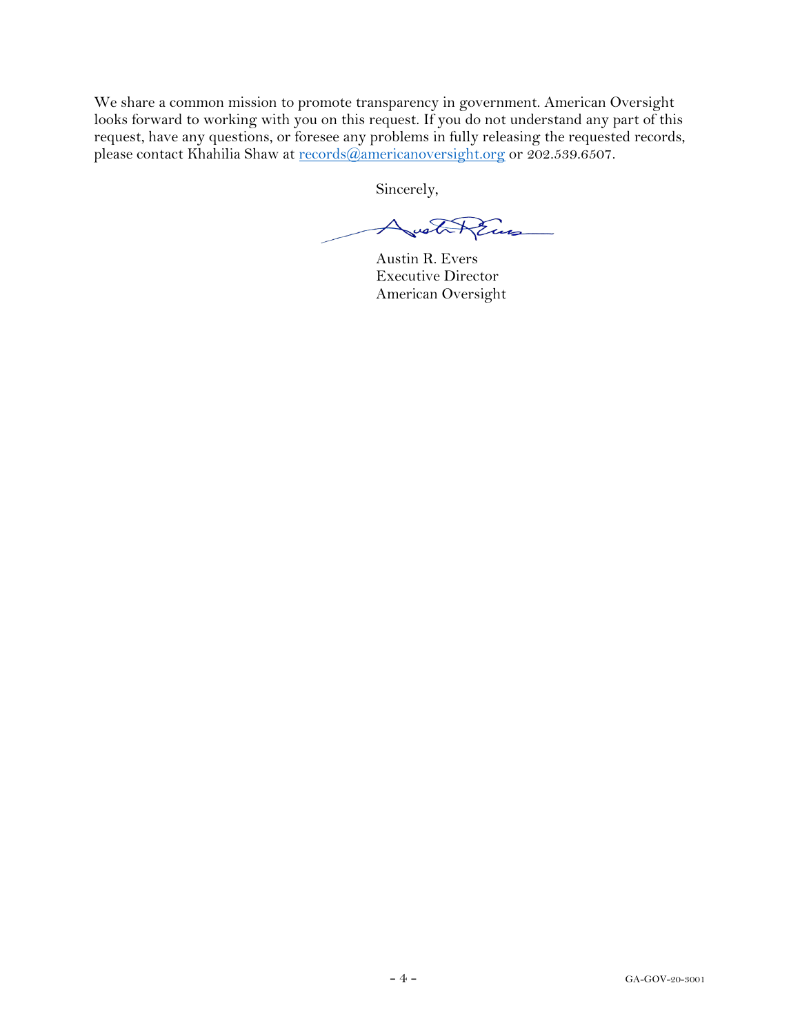We share a common mission to promote transparency in government. American Oversight looks forward to working with you on this request. If you do not understand any part of this request, have any questions, or foresee any problems in fully releasing the requested records, please contact Khahilia Shaw at [records@americanoversight.org](mailto:records@americanoversight.org) or 202.539.6507.

Sincerely,

Austin R. Evers
Executive Director
American Oversight